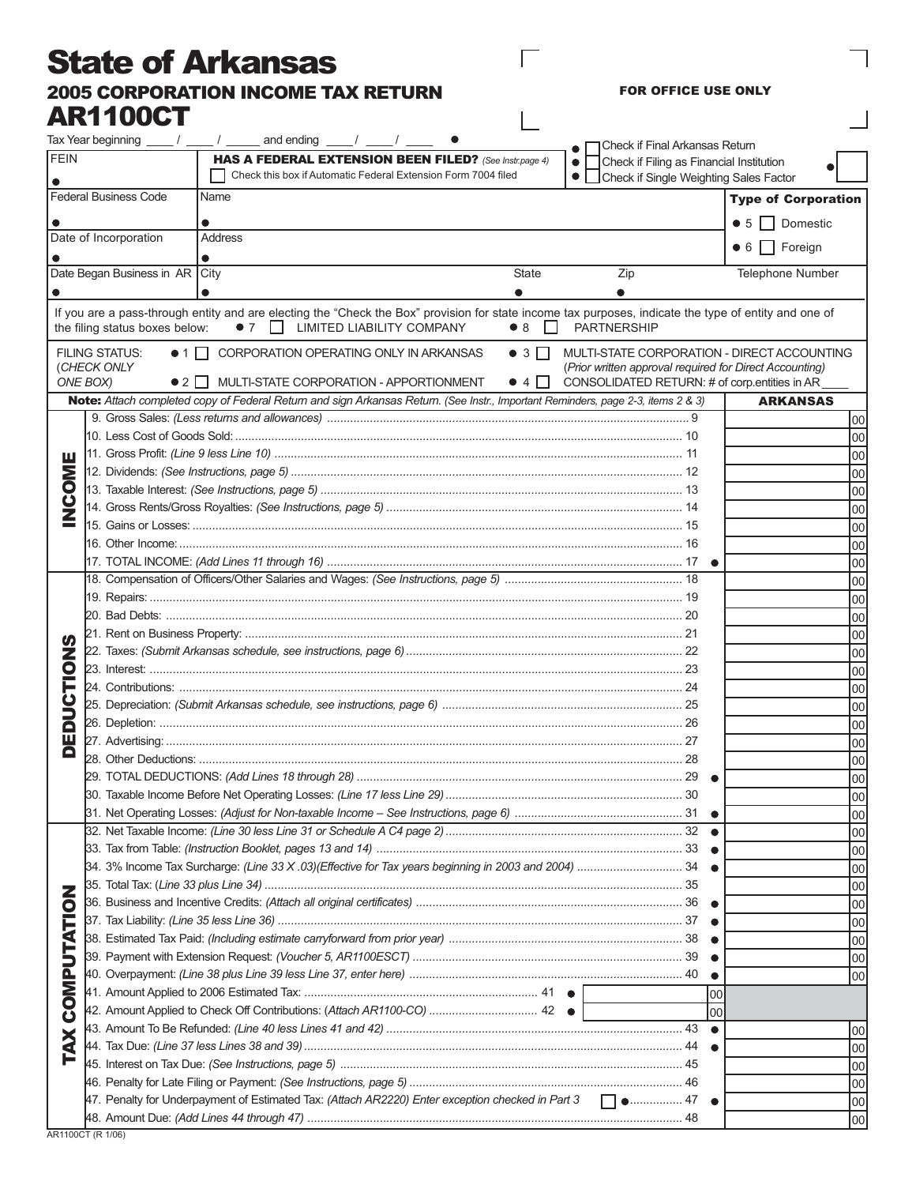# State of Arkansas

## 2005 CORPORATION INCOME TAX RETURN

## AR1100CT

FOR OFFICE USE ONLY

Tax Year beginning ____ / ____ / _____ and ending ____ / ____ / ____ ●

- ● ☐ Check if Final Arkansas Return
- ● ☐ Check if Filing as Financial Institution
- ● ☐ Check if Single Weighting Sales Factor

| | | | | |
|---|---|---|---|---|
| FEIN ● | **HAS A FEDERAL EXTENSION BEEN FILED?** *(See Instr.page 4)* ☐ Check this box if Automatic Federal Extension Form 7004 filed | | | ● |
| Federal Business Code ● | Name ● | | | **Type of Corporation** ● 5 ☐ Domestic |
| Date of Incorporation ● | Address ● | | | ● 6 ☐ Foreign |
| Date Began Business in AR ● | City ● | State ● | Zip ● | Telephone Number |

If you are a pass-through entity and are electing the "Check the Box" provision for state income tax purposes, indicate the type of entity and one of the filing status boxes below: ● 7 ☐ LIMITED LIABILITY COMPANY ● 8 ☐ PARTNERSHIP

FILING STATUS: (*CHECK ONLY ONE BOX*)
- ● 1 ☐ CORPORATION OPERATING ONLY IN ARKANSAS
- ● 2 ☐ MULTI-STATE CORPORATION - APPORTIONMENT
- ● 3 ☐ MULTI-STATE CORPORATION - DIRECT ACCOUNTING (*Prior written approval required for Direct Accounting*)
- ● 4 ☐ CONSOLIDATED RETURN: # of corp.entities in AR ____

**Note:** *Attach completed copy of Federal Return and sign Arkansas Return. (See Instr., Important Reminders, page 2-3, items 2 & 3)*

| Section | Line | | **ARKANSAS** |
|---|---|---|---|
| **INCOME** | 9. Gross Sales: *(Less returns and allowances)* | 9 | 00 |
| | 10. Less Cost of Goods Sold: | 10 | 00 |
| | 11. Gross Profit: *(Line 9 less Line 10)* | 11 | 00 |
| | 12. Dividends: *(See Instructions, page 5)* | 12 | 00 |
| | 13. Taxable Interest: *(See Instructions, page 5)* | 13 | 00 |
| | 14. Gross Rents/Gross Royalties: *(See Instructions, page 5)* | 14 | 00 |
| | 15. Gains or Losses: | 15 | 00 |
| | 16. Other Income: | 16 | 00 |
| | 17. TOTAL INCOME: *(Add Lines 11 through 16)* | 17 ● | 00 |
| **DEDUCTIONS** | 18. Compensation of Officers/Other Salaries and Wages: *(See Instructions, page 5)* | 18 | 00 |
| | 19. Repairs: | 19 | 00 |
| | 20. Bad Debts: | 20 | 00 |
| | 21. Rent on Business Property: | 21 | 00 |
| | 22. Taxes: *(Submit Arkansas schedule, see instructions, page 6)* | 22 | 00 |
| | 23. Interest: | 23 | 00 |
| | 24. Contributions: | 24 | 00 |
| | 25. Depreciation: *(Submit Arkansas schedule, see instructions, page 6)* | 25 | 00 |
| | 26. Depletion: | 26 | 00 |
| | 27. Advertising: | 27 | 00 |
| | 28. Other Deductions: | 28 | 00 |
| | 29. TOTAL DEDUCTIONS: *(Add Lines 18 through 28)* | 29 ● | 00 |
| | 30. Taxable Income Before Net Operating Losses: *(Line 17 less Line 29)* | 30 | 00 |
| | 31. Net Operating Losses: *(Adjust for Non-taxable Income – See Instructions, page 6)* | 31 ● | 00 |
| **TAX COMPUTATION** | 32. Net Taxable Income: *(Line 30 less Line 31 or Schedule A C4 page 2)* | 32 ● | 00 |
| | 33. Tax from Table: *(Instruction Booklet, pages 13 and 14)* | 33 ● | 00 |
| | 34. 3% Income Tax Surcharge: *(Line 33 X .03)(Effective for Tax years beginning in 2003 and 2004)* | 34 ● | 00 |
| | 35. Total Tax: (*Line 33 plus Line 34)* | 35 | 00 |
| | 36. Business and Incentive Credits: *(Attach all original certificates)* | 36 ● | 00 |
| | 37. Tax Liability: *(Line 35 less Line 36)* | 37 ● | 00 |
| | 38. Estimated Tax Paid: *(Including estimate carryforward from prior year)* | 38 ● | 00 |
| | 39. Payment with Extension Request: *(Voucher 5, AR1100ESCT)* | 39 ● | 00 |
| | 40. Overpayment: *(Line 38 plus Line 39 less Line 37, enter here)* | 40 ● | 00 |
| | 41. Amount Applied to 2006 Estimated Tax: 41 ● ______ 00 | | |
| | 42. Amount Applied to Check Off Contributions: *(Attach AR1100-CO)* 42 ● ______ 00 | | |
| | 43. Amount To Be Refunded: *(Line 40 less Lines 41 and 42)* | 43 ● | 00 |
| | 44. Tax Due: *(Line 37 less Lines 38 and 39)* | 44 ● | 00 |
| | 45. Interest on Tax Due: *(See Instructions, page 5)* | 45 | 00 |
| | 46. Penalty for Late Filing or Payment: *(See Instructions, page 5)* | 46 | 00 |
| | 47. Penalty for Underpayment of Estimated Tax: *(Attach AR2220)* Enter exception checked in Part 3 ☐ ● | 47 ● | 00 |
| | 48. Amount Due: *(Add Lines 44 through 47)* | 48 | 00 |

AR1100CT (R 1/06)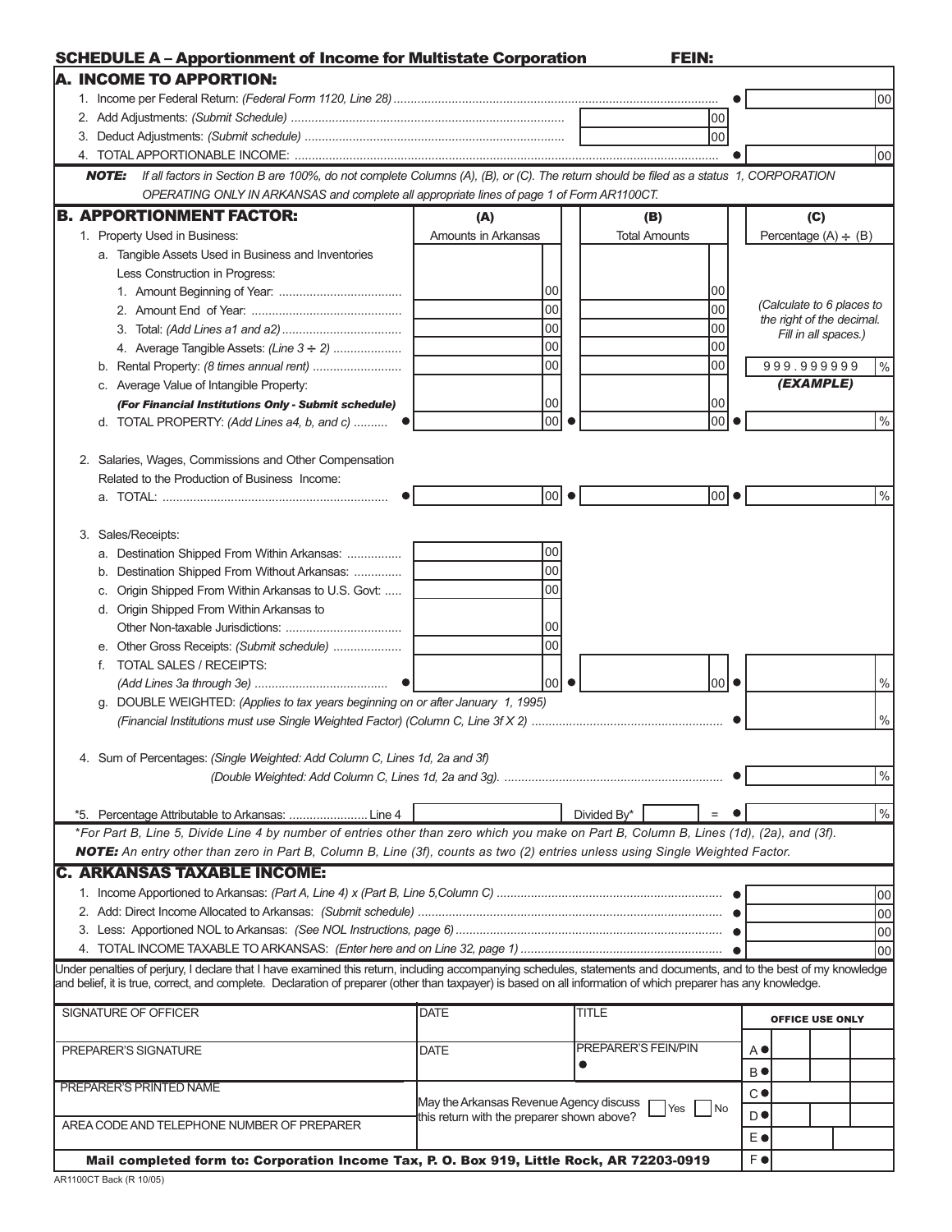# SCHEDULE A – Apportionment of Income for Multistate Corporation FEIN:

## A. INCOME TO APPORTION:

| | | |
|---|---|---|
| 1. Income per Federal Return: *(Federal Form 1120, Line 28)* | | ● 00 |
| 2. Add Adjustments: *(Submit Schedule)* | 00 | |
| 3. Deduct Adjustments: *(Submit schedule)* | 00 | |
| 4. TOTAL APPORTIONABLE INCOME: | | ● 00 |

***NOTE:*** *If all factors in Section B are 100%, do not complete Columns (A), (B), or (C). The return should be filed as a status 1, CORPORATION OPERATING ONLY IN ARKANSAS and complete all appropriate lines of page 1 of Form AR1100CT.*

## B. APPORTIONMENT FACTOR:

| | (A) Amounts in Arkansas | (B) Total Amounts | (C) Percentage (A) ÷ (B) |
|---|---|---|---|
| 1. Property Used in Business: | | | |
| a. Tangible Assets Used in Business and Inventories Less Construction in Progress: | | | |
| 1. Amount Beginning of Year: | 00 | 00 | *(Calculate to 6 places to the right of the decimal. Fill in all spaces.)* |
| 2. Amount End of Year: | 00 | 00 | |
| 3. Total: *(Add Lines a1 and a2)* | 00 | 00 | |
| 4. Average Tangible Assets: *(Line 3 ÷ 2)* | 00 | 00 | |
| b. Rental Property: *(8 times annual rent)* | 00 | 00 | 999.999999 % ***(EXAMPLE)*** |
| c. Average Value of Intangible Property: ***(For Financial Institutions Only - Submit schedule)*** | 00 | 00 | |
| d. TOTAL PROPERTY: *(Add Lines a4, b, and c)* | ● 00 | ● 00 | ● % |
| 2. Salaries, Wages, Commissions and Other Compensation Related to the Production of Business Income: | | | |
| a. TOTAL: | ● 00 | ● 00 | ● % |
| 3. Sales/Receipts: | | | |
| a. Destination Shipped From Within Arkansas: | 00 | | |
| b. Destination Shipped From Without Arkansas: | 00 | | |
| c. Origin Shipped From Within Arkansas to U.S. Govt: | 00 | | |
| d. Origin Shipped From Within Arkansas to Other Non-taxable Jurisdictions: | 00 | | |
| e. Other Gross Receipts: *(Submit schedule)* | 00 | | |
| f. TOTAL SALES / RECEIPTS: *(Add Lines 3a through 3e)* | ● 00 | ● 00 | ● % |
| g. DOUBLE WEIGHTED: *(Applies to tax years beginning on or after January 1, 1995) (Financial Institutions must use Single Weighted Factor) (Column C, Line 3f X 2)* | | | ● % |
| 4. Sum of Percentages: *(Single Weighted: Add Column C, Lines 1d, 2a and 3f) (Double Weighted: Add Column C, Lines 1d, 2a and 3g).* | | | ● % |
| \*5. Percentage Attributable to Arkansas: Line 4 | | Divided By\* = | ● % |

*\*For Part B, Line 5, Divide Line 4 by number of entries other than zero which you make on Part B, Column B, Lines (1d), (2a), and (3f).*

***NOTE:*** *An entry other than zero in Part B, Column B, Line (3f), counts as two (2) entries unless using Single Weighted Factor.*

## C. ARKANSAS TAXABLE INCOME:

| | |
|---|---|
| 1. Income Apportioned to Arkansas: *(Part A, Line 4) x (Part B, Line 5, Column C)* | ● 00 |
| 2. Add: Direct Income Allocated to Arkansas: *(Submit schedule)* | ● 00 |
| 3. Less: Apportioned NOL to Arkansas: *(See NOL Instructions, page 6)* | ● 00 |
| 4. TOTAL INCOME TAXABLE TO ARKANSAS: *(Enter here and on Line 32, page 1)* | ● 00 |

Under penalties of perjury, I declare that I have examined this return, including accompanying schedules, statements and documents, and to the best of my knowledge and belief, it is true, correct, and complete. Declaration of preparer (other than taxpayer) is based on all information of which preparer has any knowledge.

| | | | |
|---|---|---|---|
| SIGNATURE OF OFFICER | DATE | TITLE | OFFICE USE ONLY |
| PREPARER'S SIGNATURE | DATE | PREPARER'S FEIN/PIN ● | A ● |
| | | | B ● |
| PREPARER'S PRINTED NAME | May the Arkansas Revenue Agency discuss this return with the preparer shown above? ☐ Yes ☐ No | | C ● |
| AREA CODE AND TELEPHONE NUMBER OF PREPARER | | | D ● |
| | | | E ● |
| | | | F ● |

**Mail completed form to: Corporation Income Tax, P. O. Box 919, Little Rock, AR 72203-0919**

AR1100CT Back (R 10/05)